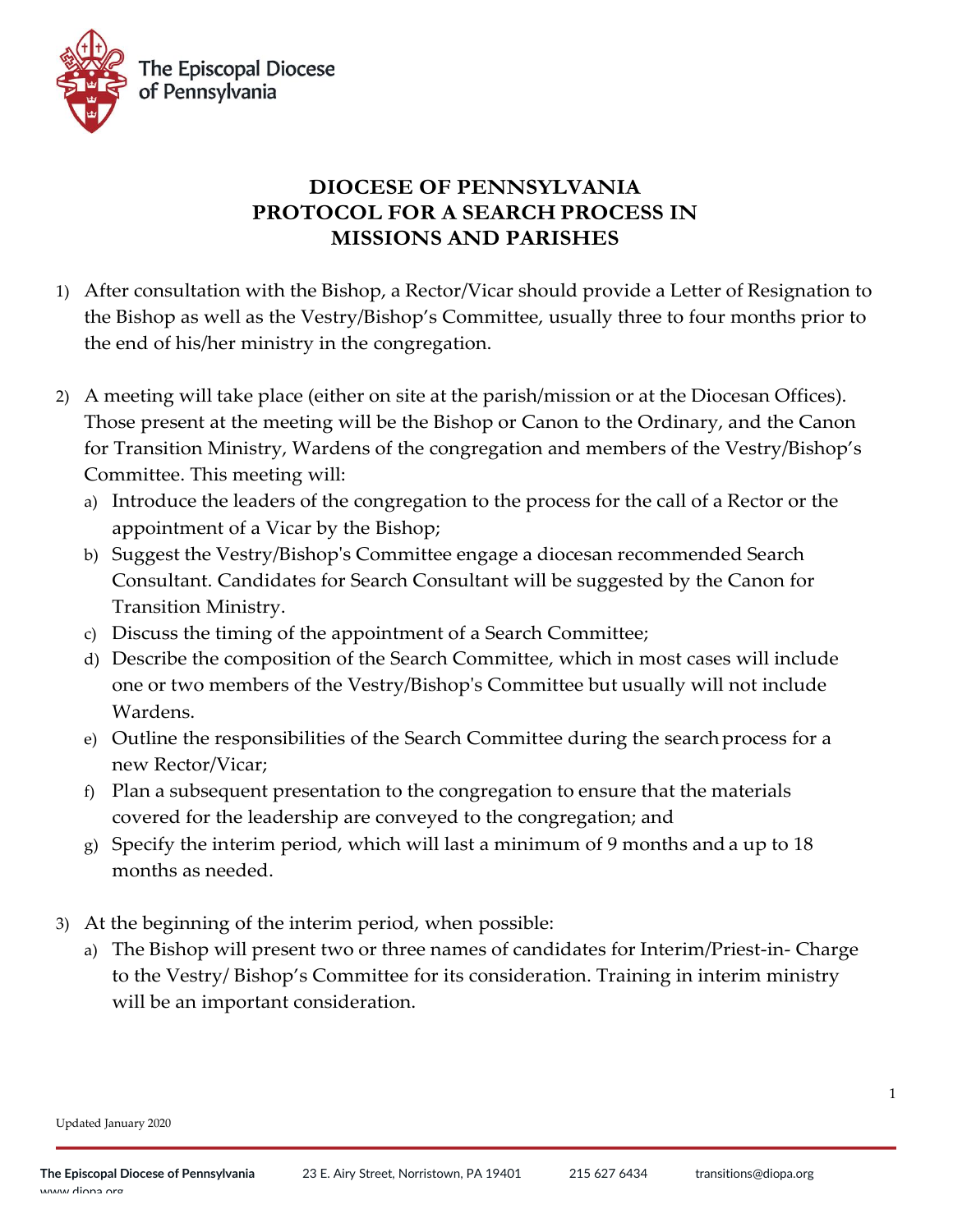# DIOCESE OF PENNSYLVANIA PROTOCOL FOR A SEARCH PROCESS IN MISSIONS AND PARISHES

1) After consultation with the Bishop, a Rector/Vicar should provide a Letter of Resignation to the Bishop as well as the Vestry/Bishop's Committee, usually three to four months prior to the end of his/her ministry in the congregation.

2) A meeting will take place (either on site at the parish/mission or at the Diocesan Offices). Those present at the meeting will be the Bishop or Canon to the Ordinary, and the Canon for Transition Ministry, Wardens of the congregation and members of the Vestry/Bishop's Committee. This meeting will:
   a) Introduce the leaders of the congregation to the process for the call of a Rector or the appointment of a Vicar by the Bishop;
   b) Suggest the Vestry/Bishop's Committee engage a diocesan recommended Search Consultant. Candidates for Search Consultant will be suggested by the Canon for Transition Ministry.
   c) Discuss the timing of the appointment of a Search Committee;
   d) Describe the composition of the Search Committee, which in most cases will include one or two members of the Vestry/Bishop's Committee but usually will not include Wardens.
   e) Outline the responsibilities of the Search Committee during the search process for a new Rector/Vicar;
   f) Plan a subsequent presentation to the congregation to ensure that the materials covered for the leadership are conveyed to the congregation; and
   g) Specify the interim period, which will last a minimum of 9 months and a up to 18 months as needed.

3) At the beginning of the interim period, when possible:
   a) The Bishop will present two or three names of candidates for Interim/Priest-in- Charge to the Vestry/ Bishop's Committee for its consideration. Training in interim ministry will be an important consideration.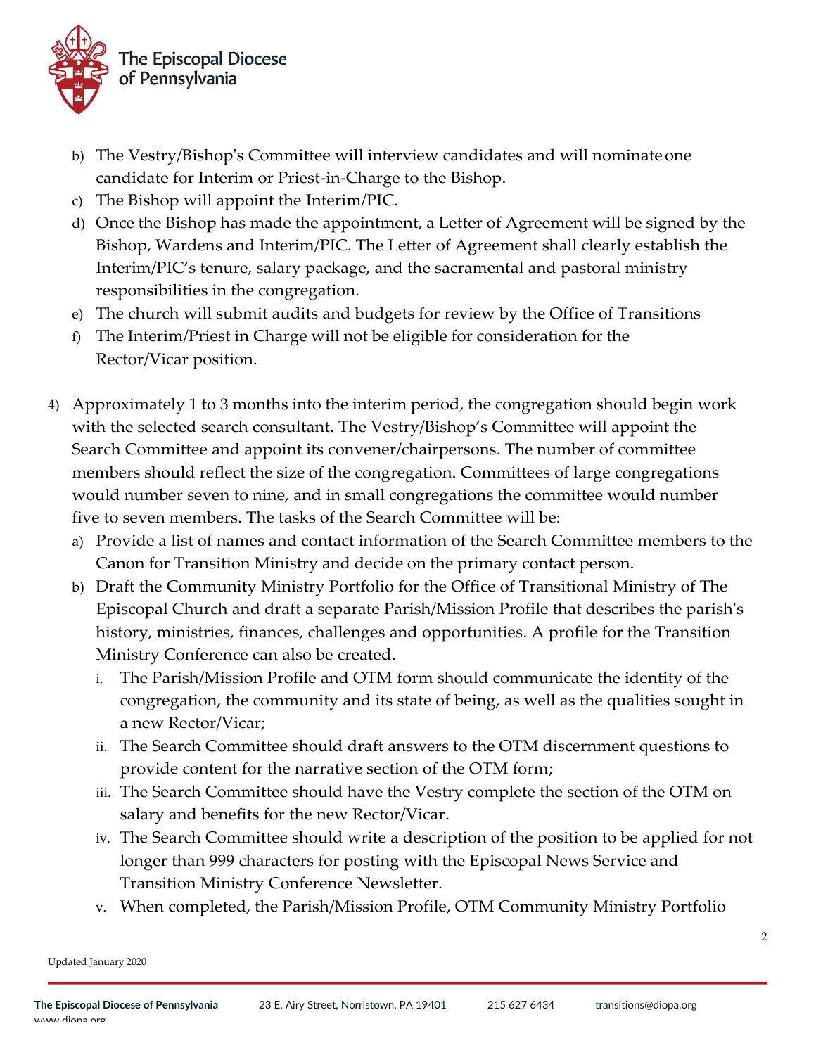b) The Vestry/Bishop's Committee will interview candidates and will nominate one candidate for Interim or Priest-in-Charge to the Bishop.
c) The Bishop will appoint the Interim/PIC.
d) Once the Bishop has made the appointment, a Letter of Agreement will be signed by the Bishop, Wardens and Interim/PIC. The Letter of Agreement shall clearly establish the Interim/PIC's tenure, salary package, and the sacramental and pastoral ministry responsibilities in the congregation.
e) The church will submit audits and budgets for review by the Office of Transitions
f) The Interim/Priest in Charge will not be eligible for consideration for the Rector/Vicar position.

4) Approximately 1 to 3 months into the interim period, the congregation should begin work with the selected search consultant. The Vestry/Bishop's Committee will appoint the Search Committee and appoint its convener/chairpersons. The number of committee members should reflect the size of the congregation. Committees of large congregations would number seven to nine, and in small congregations the committee would number five to seven members. The tasks of the Search Committee will be:
   a) Provide a list of names and contact information of the Search Committee members to the Canon for Transition Ministry and decide on the primary contact person.
   b) Draft the Community Ministry Portfolio for the Office of Transitional Ministry of The Episcopal Church and draft a separate Parish/Mission Profile that describes the parish's history, ministries, finances, challenges and opportunities. A profile for the Transition Ministry Conference can also be created.
      i. The Parish/Mission Profile and OTM form should communicate the identity of the congregation, the community and its state of being, as well as the qualities sought in a new Rector/Vicar;
      ii. The Search Committee should draft answers to the OTM discernment questions to provide content for the narrative section of the OTM form;
      iii. The Search Committee should have the Vestry complete the section of the OTM on salary and benefits for the new Rector/Vicar.
      iv. The Search Committee should write a description of the position to be applied for not longer than 999 characters for posting with the Episcopal News Service and Transition Ministry Conference Newsletter.
      v. When completed, the Parish/Mission Profile, OTM Community Ministry Portfolio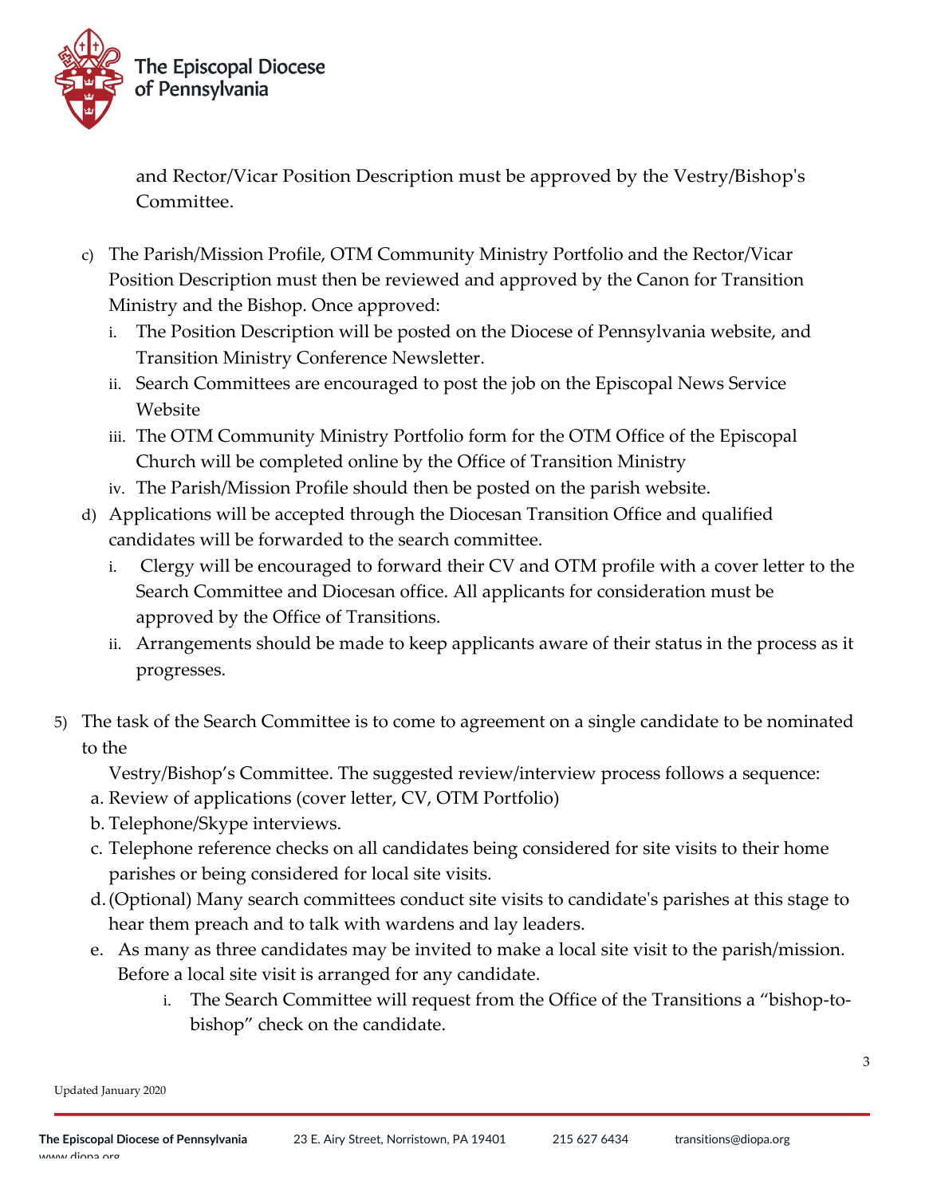and Rector/Vicar Position Description must be approved by the Vestry/Bishop's Committee.

c) The Parish/Mission Profile, OTM Community Ministry Portfolio and the Rector/Vicar Position Description must then be reviewed and approved by the Canon for Transition Ministry and the Bishop. Once approved:
   i. The Position Description will be posted on the Diocese of Pennsylvania website, and Transition Ministry Conference Newsletter.
   ii. Search Committees are encouraged to post the job on the Episcopal News Service Website
   iii. The OTM Community Ministry Portfolio form for the OTM Office of the Episcopal Church will be completed online by the Office of Transition Ministry
   iv. The Parish/Mission Profile should then be posted on the parish website.

d) Applications will be accepted through the Diocesan Transition Office and qualified candidates will be forwarded to the search committee.
   i. Clergy will be encouraged to forward their CV and OTM profile with a cover letter to the Search Committee and Diocesan office. All applicants for consideration must be approved by the Office of Transitions.
   ii. Arrangements should be made to keep applicants aware of their status in the process as it progresses.

5) The task of the Search Committee is to come to agreement on a single candidate to be nominated to the
   Vestry/Bishop's Committee. The suggested review/interview process follows a sequence:
   a. Review of applications (cover letter, CV, OTM Portfolio)
   b. Telephone/Skype interviews.
   c. Telephone reference checks on all candidates being considered for site visits to their home parishes or being considered for local site visits.
   d. (Optional) Many search committees conduct site visits to candidate's parishes at this stage to hear them preach and to talk with wardens and lay leaders.
   e. As many as three candidates may be invited to make a local site visit to the parish/mission. Before a local site visit is arranged for any candidate.
      i. The Search Committee will request from the Office of the Transitions a "bishop-to-bishop" check on the candidate.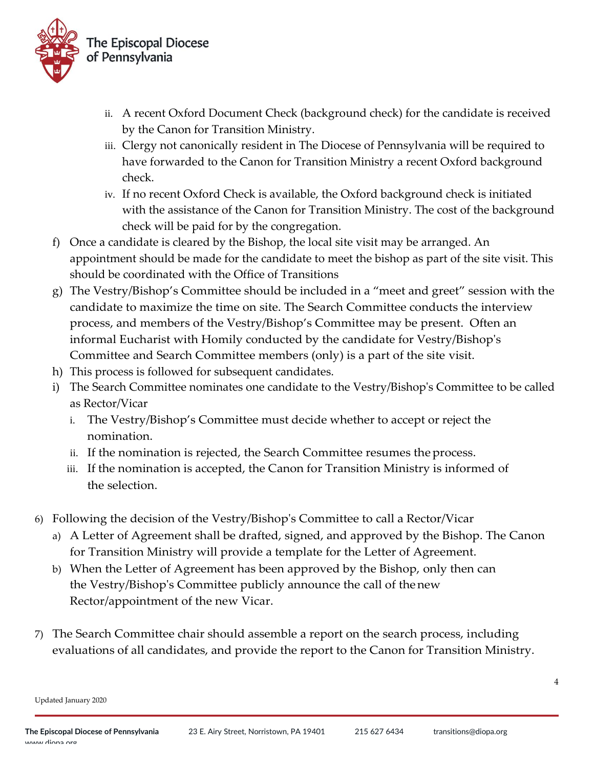- ii. A recent Oxford Document Check (background check) for the candidate is received by the Canon for Transition Ministry.
   - iii. Clergy not canonically resident in The Diocese of Pennsylvania will be required to have forwarded to the Canon for Transition Ministry a recent Oxford background check.
   - iv. If no recent Oxford Check is available, the Oxford background check is initiated with the assistance of the Canon for Transition Ministry. The cost of the background check will be paid for by the congregation.

f) Once a candidate is cleared by the Bishop, the local site visit may be arranged. An appointment should be made for the candidate to meet the bishop as part of the site visit. This should be coordinated with the Office of Transitions

g) The Vestry/Bishop's Committee should be included in a "meet and greet" session with the candidate to maximize the time on site. The Search Committee conducts the interview process, and members of the Vestry/Bishop's Committee may be present. Often an informal Eucharist with Homily conducted by the candidate for Vestry/Bishop's Committee and Search Committee members (only) is a part of the site visit.

h) This process is followed for subsequent candidates.

i) The Search Committee nominates one candidate to the Vestry/Bishop's Committee to be called as Rector/Vicar
   - i. The Vestry/Bishop's Committee must decide whether to accept or reject the nomination.
   - ii. If the nomination is rejected, the Search Committee resumes the process.
   - iii. If the nomination is accepted, the Canon for Transition Ministry is informed of the selection.

6) Following the decision of the Vestry/Bishop's Committee to call a Rector/Vicar
   - a) A Letter of Agreement shall be drafted, signed, and approved by the Bishop. The Canon for Transition Ministry will provide a template for the Letter of Agreement.
   - b) When the Letter of Agreement has been approved by the Bishop, only then can the Vestry/Bishop's Committee publicly announce the call of the new Rector/appointment of the new Vicar.

7) The Search Committee chair should assemble a report on the search process, including evaluations of all candidates, and provide the report to the Canon for Transition Ministry.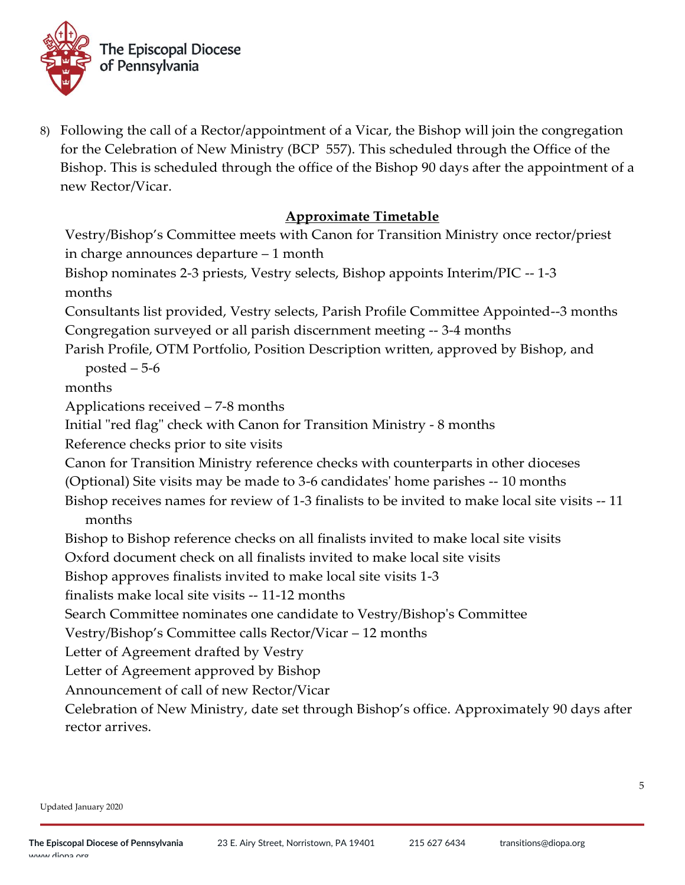8) Following the call of a Rector/appointment of a Vicar, the Bishop will join the congregation for the Celebration of New Ministry (BCP 557). This scheduled through the Office of the Bishop. This is scheduled through the office of the Bishop 90 days after the appointment of a new Rector/Vicar.

## Approximate Timetable

Vestry/Bishop's Committee meets with Canon for Transition Ministry once rector/priest in charge announces departure – 1 month

Bishop nominates 2-3 priests, Vestry selects, Bishop appoints Interim/PIC -- 1-3 months

Consultants list provided, Vestry selects, Parish Profile Committee Appointed--3 months

Congregation surveyed or all parish discernment meeting -- 3-4 months

Parish Profile, OTM Portfolio, Position Description written, approved by Bishop, and posted – 5-6 months

Applications received – 7-8 months

Initial "red flag" check with Canon for Transition Ministry - 8 months

Reference checks prior to site visits

Canon for Transition Ministry reference checks with counterparts in other dioceses

(Optional) Site visits may be made to 3-6 candidates' home parishes -- 10 months

Bishop receives names for review of 1-3 finalists to be invited to make local site visits -- 11 months

Bishop to Bishop reference checks on all finalists invited to make local site visits

Oxford document check on all finalists invited to make local site visits

Bishop approves finalists invited to make local site visits 1-3 finalists make local site visits -- 11-12 months

Search Committee nominates one candidate to Vestry/Bishop's Committee

Vestry/Bishop's Committee calls Rector/Vicar – 12 months

Letter of Agreement drafted by Vestry

Letter of Agreement approved by Bishop

Announcement of call of new Rector/Vicar

Celebration of New Ministry, date set through Bishop's office. Approximately 90 days after rector arrives.